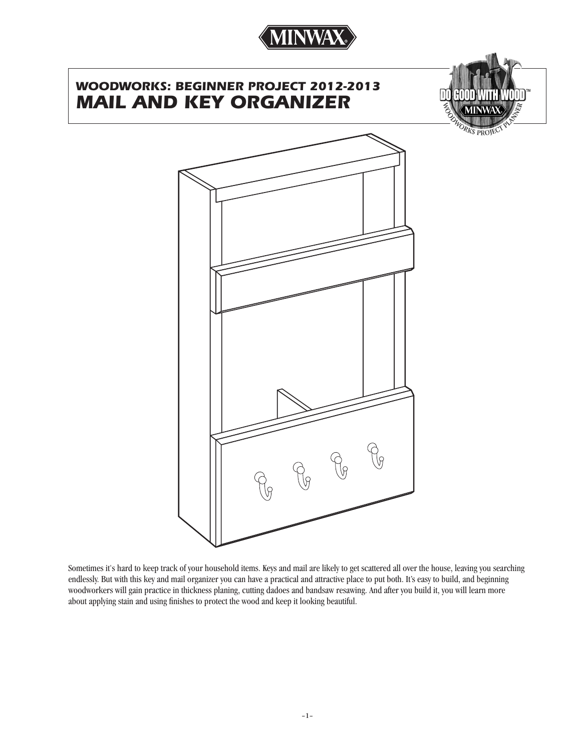MINWAX®

## *WOODWORKS: BEGINNER PROJECT 2012-2013*

# *MAIL AND KEY ORGANIZER*

Sometimes it's hard to keep track of your household items. Keys and mail are likely to get scattered all over the house, leaving you searching endlessly. But with this key and mail organizer you can have a practical and attractive place to put both. It's easy to build, and beginning woodworkers will gain practice in thickness planing, cutting dadoes and bandsaw resawing. And after you build it, you will learn more about applying stain and using finishes to protect the wood and keep it looking beautiful.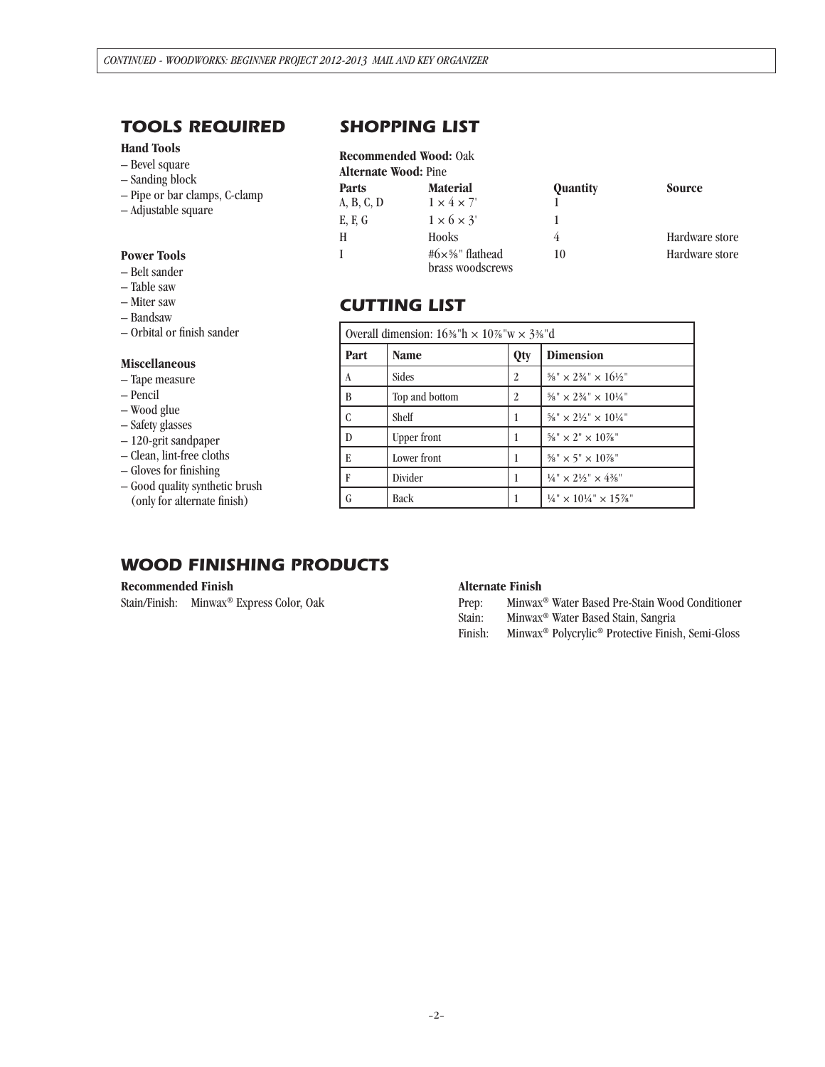## TOOLS REQUIRED

**Hand Tools**

– Bevel square
– Sanding block
– Pipe or bar clamps, C-clamp
– Adjustable square

**Power Tools**

– Belt sander
– Table saw
– Miter saw
– Bandsaw
– Orbital or finish sander

**Miscellaneous**

– Tape measure
– Pencil
– Wood glue
– Safety glasses
– 120-grit sandpaper
– Clean, lint-free cloths
– Gloves for finishing
– Good quality synthetic brush (only for alternate finish)

## SHOPPING LIST

**Recommended Wood:** Oak
**Alternate Wood:** Pine

| Parts | Material | Quantity | Source |
|---|---|---|---|
| A, B, C, D | 1 × 4 × 7' | 1 | |
| E, F, G | 1 × 6 × 3' | 1 | |
| H | Hooks | 4 | Hardware store |
| I | #6×⅝" flathead brass woodscrews | 10 | Hardware store |

## CUTTING LIST

Overall dimension: 16⅜"h × 10⅞"w × 3⅜"d

| Part | Name | Qty | Dimension |
|---|---|---|---|
| A | Sides | 2 | ⅝" × 2¾" × 16½" |
| B | Top and bottom | 2 | ⅝" × 2¾" × 10¼" |
| C | Shelf | 1 | ⅝" × 2½" × 10¼" |
| D | Upper front | 1 | ⅝" × 2" × 10⅞" |
| E | Lower front | 1 | ⅝" × 5" × 10⅞" |
| F | Divider | 1 | ¼" × 2½" × 4⅜" |
| G | Back | 1 | ¼" × 10¼" × 15⅞" |

## WOOD FINISHING PRODUCTS

**Recommended Finish**

Stain/Finish: Minwax® Express Color, Oak

**Alternate Finish**

Prep: Minwax® Water Based Pre-Stain Wood Conditioner
Stain: Minwax® Water Based Stain, Sangria
Finish: Minwax® Polycrylic® Protective Finish, Semi-Gloss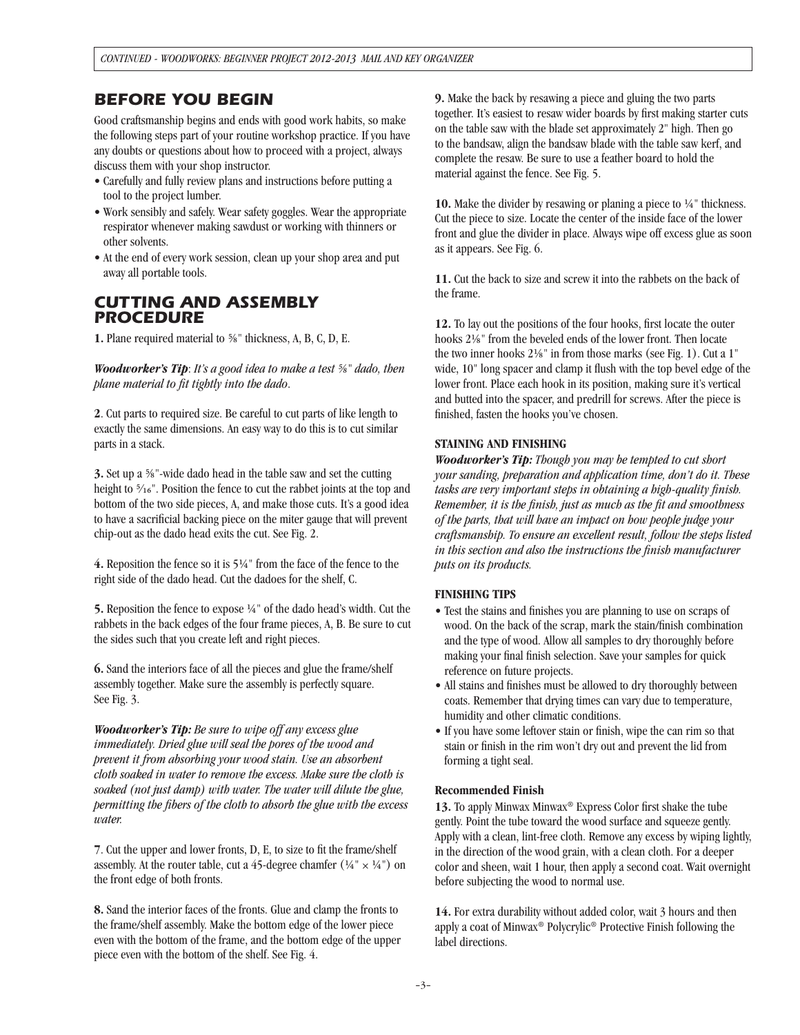## BEFORE YOU BEGIN

Good craftsmanship begins and ends with good work habits, so make the following steps part of your routine workshop practice. If you have any doubts or questions about how to proceed with a project, always discuss them with your shop instructor.

- Carefully and fully review plans and instructions before putting a tool to the project lumber.
- Work sensibly and safely. Wear safety goggles. Wear the appropriate respirator whenever making sawdust or working with thinners or other solvents.
- At the end of every work session, clean up your shop area and put away all portable tools.

## CUTTING AND ASSEMBLY PROCEDURE

**1.** Plane required material to ⅝" thickness, A, B, C, D, E.

***Woodworker's Tip***: *It's a good idea to make a test ⅝" dado, then plane material to fit tightly into the dado.*

**2**. Cut parts to required size. Be careful to cut parts of like length to exactly the same dimensions. An easy way to do this is to cut similar parts in a stack.

**3.** Set up a ⅝"-wide dado head in the table saw and set the cutting height to 5⁄16". Position the fence to cut the rabbet joints at the top and bottom of the two side pieces, A, and make those cuts. It's a good idea to have a sacrificial backing piece on the miter gauge that will prevent chip-out as the dado head exits the cut. See Fig. 2.

**4.** Reposition the fence so it is 5¼" from the face of the fence to the right side of the dado head. Cut the dadoes for the shelf, C.

**5.** Reposition the fence to expose ¼" of the dado head's width. Cut the rabbets in the back edges of the four frame pieces, A, B. Be sure to cut the sides such that you create left and right pieces.

**6.** Sand the interiors face of all the pieces and glue the frame/shelf assembly together. Make sure the assembly is perfectly square. See Fig. 3.

***Woodworker's Tip:*** *Be sure to wipe off any excess glue immediately. Dried glue will seal the pores of the wood and prevent it from absorbing your wood stain. Use an absorbent cloth soaked in water to remove the excess. Make sure the cloth is soaked (not just damp) with water. The water will dilute the glue, permitting the fibers of the cloth to absorb the glue with the excess water.*

**7**. Cut the upper and lower fronts, D, E, to size to fit the frame/shelf assembly. At the router table, cut a 45-degree chamfer (¼" × ¼") on the front edge of both fronts.

**8.** Sand the interior faces of the fronts. Glue and clamp the fronts to the frame/shelf assembly. Make the bottom edge of the lower piece even with the bottom of the frame, and the bottom edge of the upper piece even with the bottom of the shelf. See Fig. 4.

**9.** Make the back by resawing a piece and gluing the two parts together. It's easiest to resaw wider boards by first making starter cuts on the table saw with the blade set approximately 2" high. Then go to the bandsaw, align the bandsaw blade with the table saw kerf, and complete the resaw. Be sure to use a feather board to hold the material against the fence. See Fig. 5.

**10.** Make the divider by resawing or planing a piece to ¼" thickness. Cut the piece to size. Locate the center of the inside face of the lower front and glue the divider in place. Always wipe off excess glue as soon as it appears. See Fig. 6.

**11.** Cut the back to size and screw it into the rabbets on the back of the frame.

**12.** To lay out the positions of the four hooks, first locate the outer hooks 2⅛" from the beveled ends of the lower front. Then locate the two inner hooks 2⅛" in from those marks (see Fig. 1). Cut a 1" wide, 10" long spacer and clamp it flush with the top bevel edge of the lower front. Place each hook in its position, making sure it's vertical and butted into the spacer, and predrill for screws. After the piece is finished, fasten the hooks you've chosen.

### STAINING AND FINISHING

***Woodworker's Tip:*** *Though you may be tempted to cut short your sanding, preparation and application time, don't do it. These tasks are very important steps in obtaining a high-quality finish. Remember, it is the finish, just as much as the fit and smoothness of the parts, that will have an impact on how people judge your craftsmanship. To ensure an excellent result, follow the steps listed in this section and also the instructions the finish manufacturer puts on its products.*

### FINISHING TIPS

- Test the stains and finishes you are planning to use on scraps of wood. On the back of the scrap, mark the stain/finish combination and the type of wood. Allow all samples to dry thoroughly before making your final finish selection. Save your samples for quick reference on future projects.
- All stains and finishes must be allowed to dry thoroughly between coats. Remember that drying times can vary due to temperature, humidity and other climatic conditions.
- If you have some leftover stain or finish, wipe the can rim so that stain or finish in the rim won't dry out and prevent the lid from forming a tight seal.

### Recommended Finish

**13.** To apply Minwax Minwax® Express Color first shake the tube gently. Point the tube toward the wood surface and squeeze gently. Apply with a clean, lint-free cloth. Remove any excess by wiping lightly, in the direction of the wood grain, with a clean cloth. For a deeper color and sheen, wait 1 hour, then apply a second coat. Wait overnight before subjecting the wood to normal use.

**14.** For extra durability without added color, wait 3 hours and then apply a coat of Minwax® Polycrylic® Protective Finish following the label directions.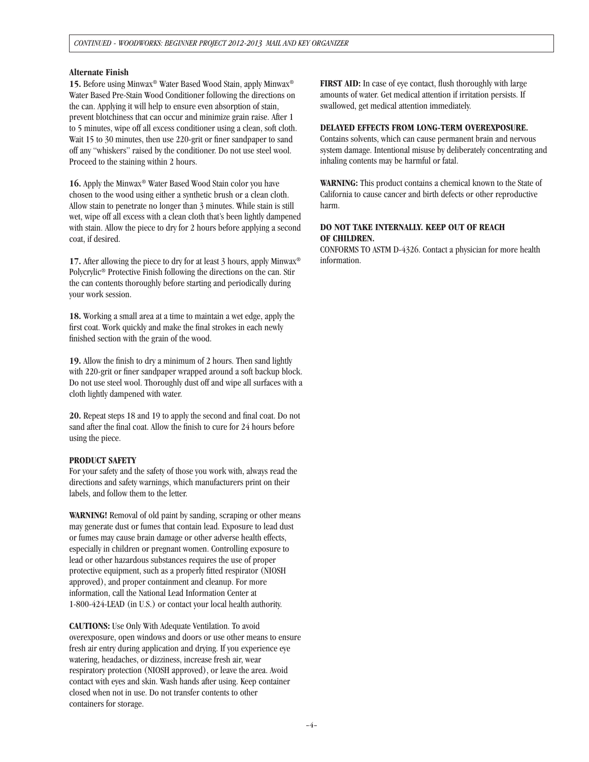### Alternate Finish

**15.** Before using Minwax® Water Based Wood Stain, apply Minwax® Water Based Pre-Stain Wood Conditioner following the directions on the can. Applying it will help to ensure even absorption of stain, prevent blotchiness that can occur and minimize grain raise. After 1 to 5 minutes, wipe off all excess conditioner using a clean, soft cloth. Wait 15 to 30 minutes, then use 220-grit or finer sandpaper to sand off any "whiskers" raised by the conditioner. Do not use steel wool. Proceed to the staining within 2 hours.

**16.** Apply the Minwax® Water Based Wood Stain color you have chosen to the wood using either a synthetic brush or a clean cloth. Allow stain to penetrate no longer than 3 minutes. While stain is still wet, wipe off all excess with a clean cloth that's been lightly dampened with stain. Allow the piece to dry for 2 hours before applying a second coat, if desired.

**17.** After allowing the piece to dry for at least 3 hours, apply Minwax® Polycrylic® Protective Finish following the directions on the can. Stir the can contents thoroughly before starting and periodically during your work session.

**18.** Working a small area at a time to maintain a wet edge, apply the first coat. Work quickly and make the final strokes in each newly finished section with the grain of the wood.

**19.** Allow the finish to dry a minimum of 2 hours. Then sand lightly with 220-grit or finer sandpaper wrapped around a soft backup block. Do not use steel wool. Thoroughly dust off and wipe all surfaces with a cloth lightly dampened with water.

**20.** Repeat steps 18 and 19 to apply the second and final coat. Do not sand after the final coat. Allow the finish to cure for 24 hours before using the piece.

### PRODUCT SAFETY

For your safety and the safety of those you work with, always read the directions and safety warnings, which manufacturers print on their labels, and follow them to the letter.

**WARNING!** Removal of old paint by sanding, scraping or other means may generate dust or fumes that contain lead. Exposure to lead dust or fumes may cause brain damage or other adverse health effects, especially in children or pregnant women. Controlling exposure to lead or other hazardous substances requires the use of proper protective equipment, such as a properly fitted respirator (NIOSH approved), and proper containment and cleanup. For more information, call the National Lead Information Center at 1-800-424-LEAD (in U.S.) or contact your local health authority.

**CAUTIONS:** Use Only With Adequate Ventilation. To avoid overexposure, open windows and doors or use other means to ensure fresh air entry during application and drying. If you experience eye watering, headaches, or dizziness, increase fresh air, wear respiratory protection (NIOSH approved), or leave the area. Avoid contact with eyes and skin. Wash hands after using. Keep container closed when not in use. Do not transfer contents to other containers for storage.

**FIRST AID:** In case of eye contact, flush thoroughly with large amounts of water. Get medical attention if irritation persists. If swallowed, get medical attention immediately.

**DELAYED EFFECTS FROM LONG-TERM OVEREXPOSURE.**
Contains solvents, which can cause permanent brain and nervous system damage. Intentional misuse by deliberately concentrating and inhaling contents may be harmful or fatal.

**WARNING:** This product contains a chemical known to the State of California to cause cancer and birth defects or other reproductive harm.

**DO NOT TAKE INTERNALLY. KEEP OUT OF REACH OF CHILDREN.**
CONFORMS TO ASTM D-4326. Contact a physician for more health information.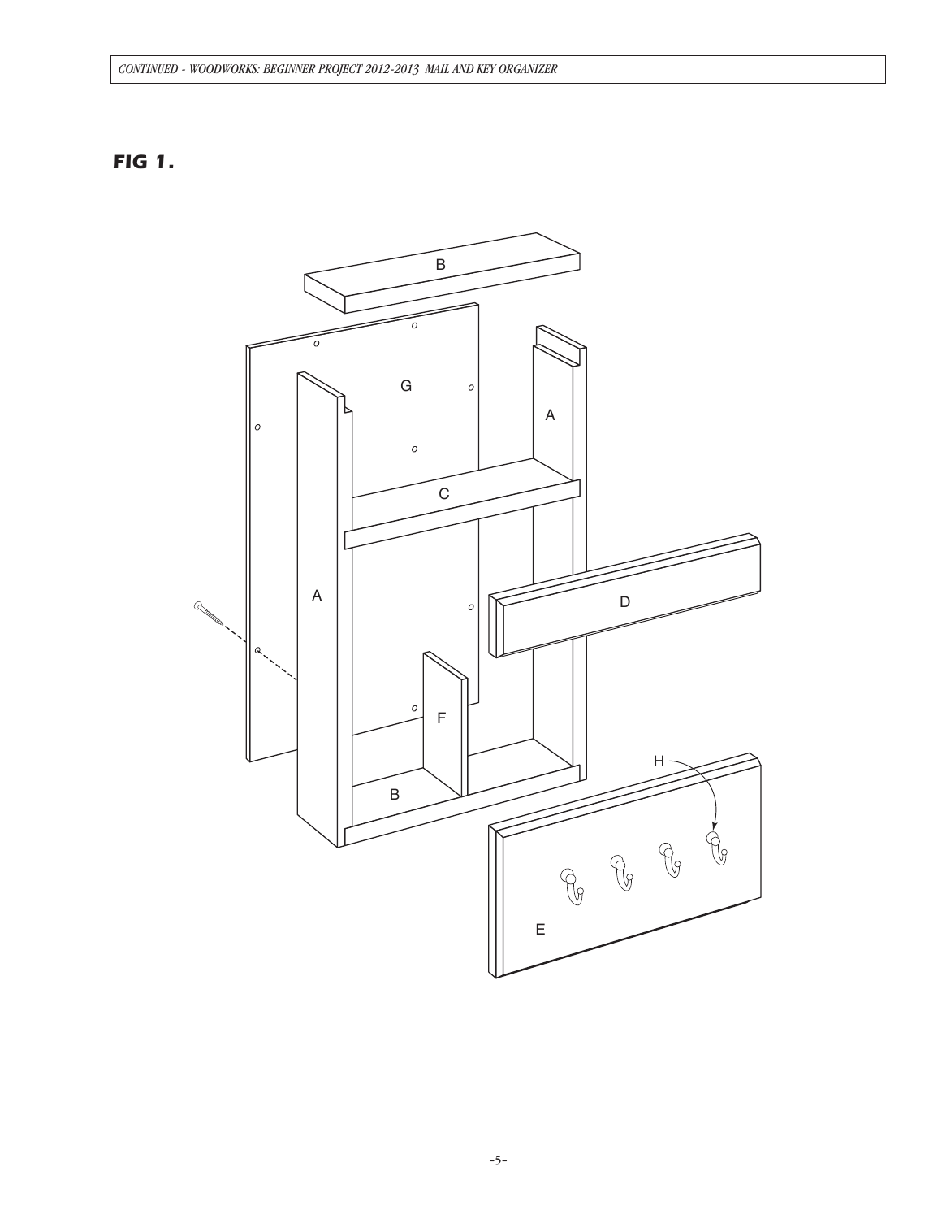**FIG 1.**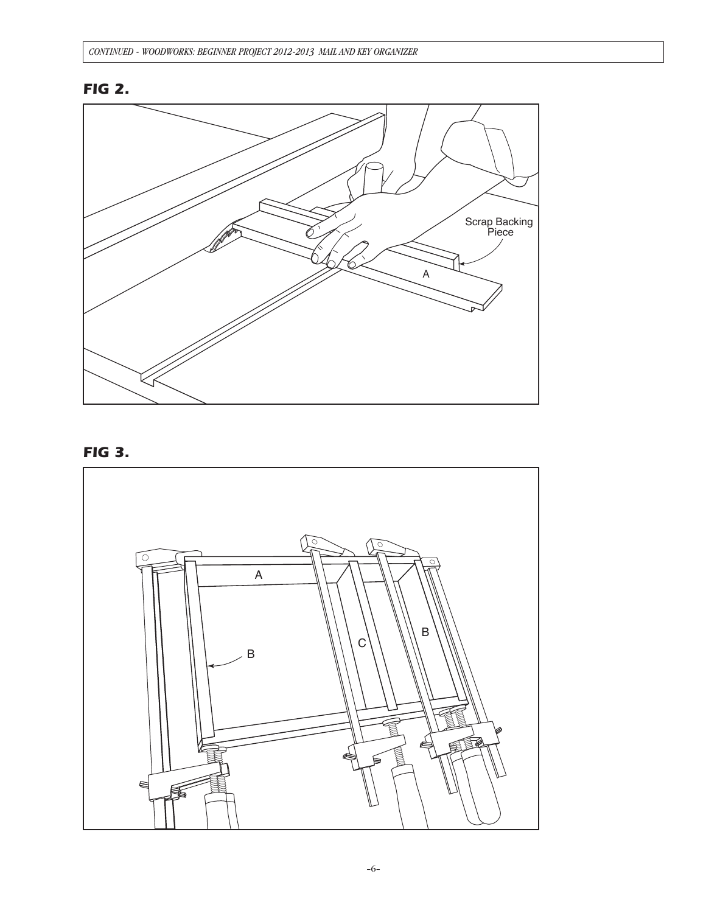**FIG 2.**

Scrap Backing Piece

A

**FIG 3.**

A

B

C

B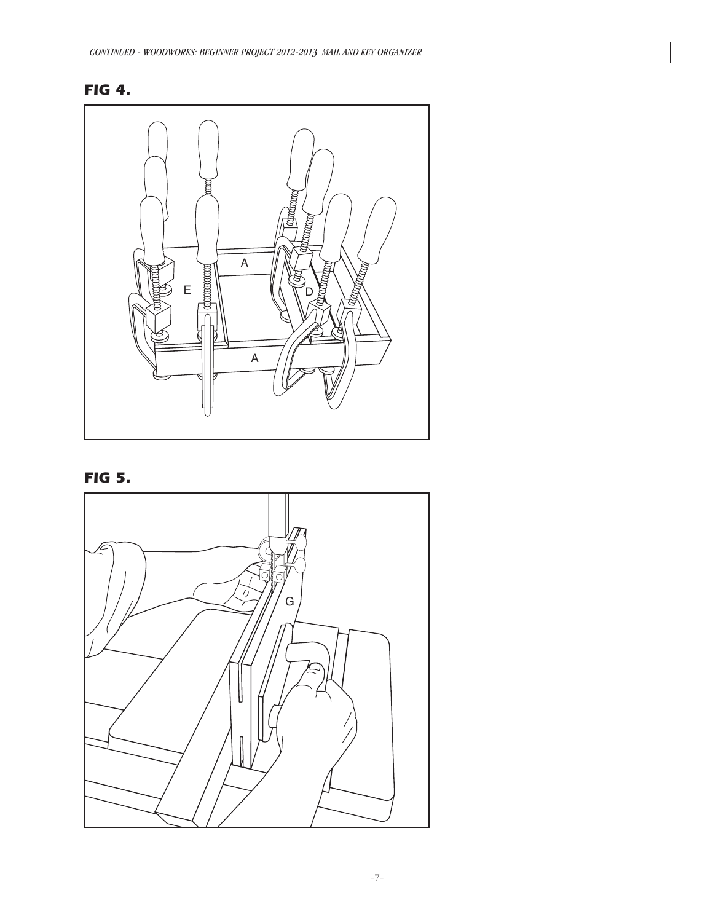**FIG 4.**

**FIG 5.**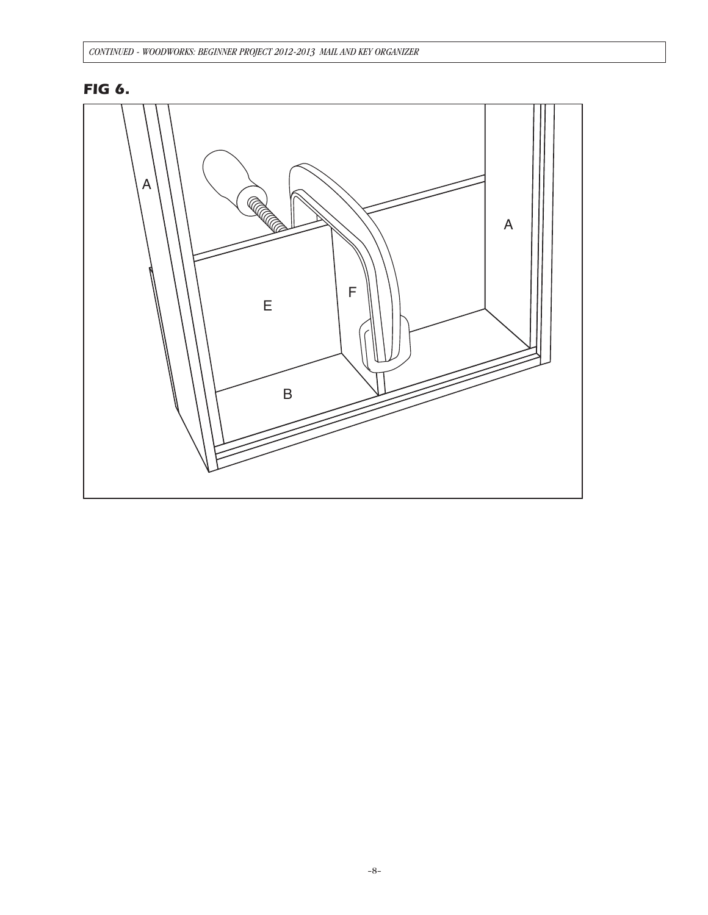**FIG 6.**

A

A

E

F

B